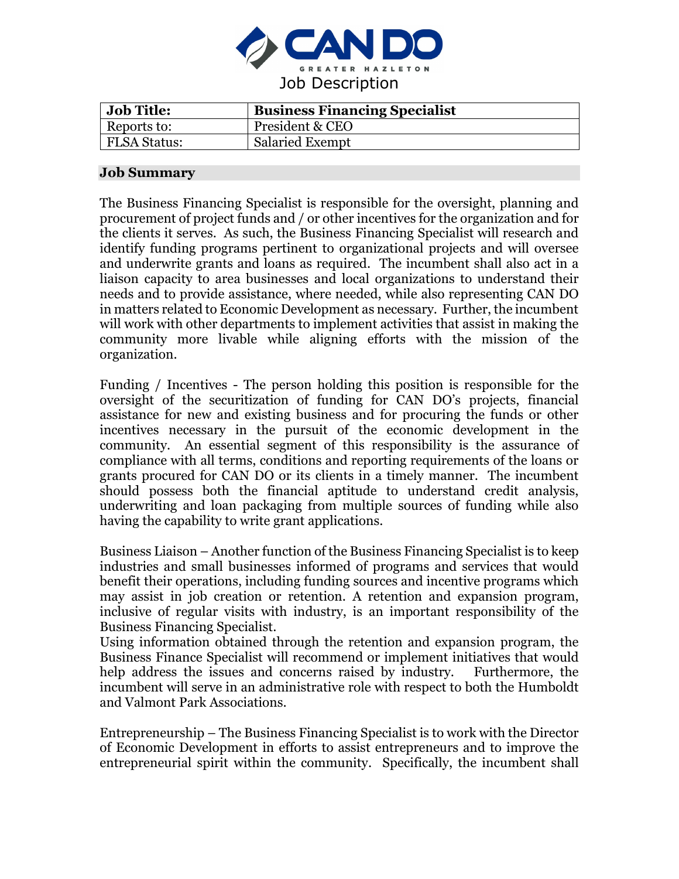CAN DO GREATER HAZLETON

# Job Description

| **Job Title:** | **Business Financing Specialist** |
|---|---|
| Reports to: | President & CEO |
| FLSA Status: | Salaried Exempt |

## Job Summary

The Business Financing Specialist is responsible for the oversight, planning and procurement of project funds and / or other incentives for the organization and for the clients it serves. As such, the Business Financing Specialist will research and identify funding programs pertinent to organizational projects and will oversee and underwrite grants and loans as required. The incumbent shall also act in a liaison capacity to area businesses and local organizations to understand their needs and to provide assistance, where needed, while also representing CAN DO in matters related to Economic Development as necessary. Further, the incumbent will work with other departments to implement activities that assist in making the community more livable while aligning efforts with the mission of the organization.

Funding / Incentives - The person holding this position is responsible for the oversight of the securitization of funding for CAN DO's projects, financial assistance for new and existing business and for procuring the funds or other incentives necessary in the pursuit of the economic development in the community. An essential segment of this responsibility is the assurance of compliance with all terms, conditions and reporting requirements of the loans or grants procured for CAN DO or its clients in a timely manner. The incumbent should possess both the financial aptitude to understand credit analysis, underwriting and loan packaging from multiple sources of funding while also having the capability to write grant applications.

Business Liaison – Another function of the Business Financing Specialist is to keep industries and small businesses informed of programs and services that would benefit their operations, including funding sources and incentive programs which may assist in job creation or retention. A retention and expansion program, inclusive of regular visits with industry, is an important responsibility of the Business Financing Specialist.
Using information obtained through the retention and expansion program, the Business Finance Specialist will recommend or implement initiatives that would help address the issues and concerns raised by industry. Furthermore, the incumbent will serve in an administrative role with respect to both the Humboldt and Valmont Park Associations.

Entrepreneurship – The Business Financing Specialist is to work with the Director of Economic Development in efforts to assist entrepreneurs and to improve the entrepreneurial spirit within the community. Specifically, the incumbent shall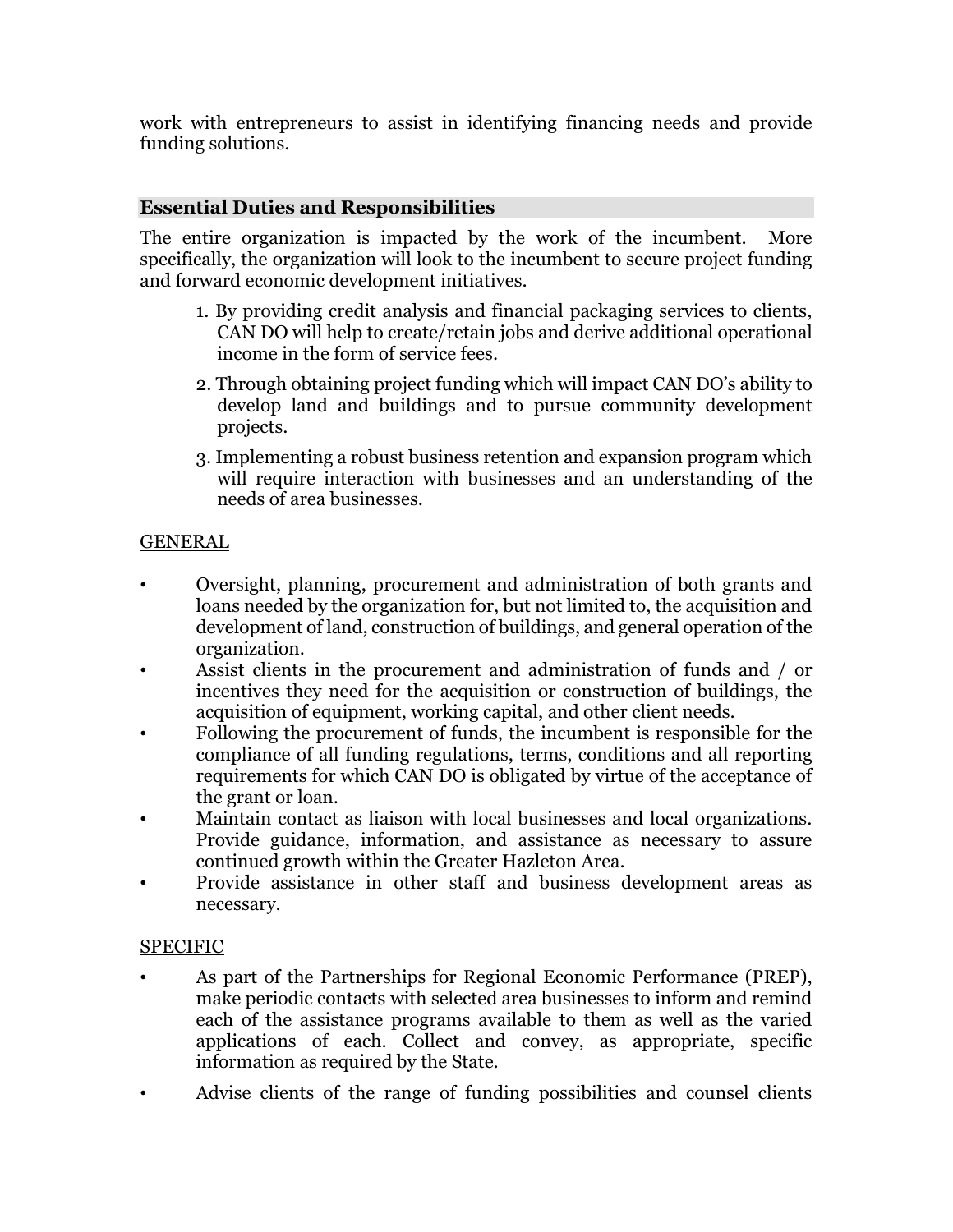work with entrepreneurs to assist in identifying financing needs and provide funding solutions.

## Essential Duties and Responsibilities

The entire organization is impacted by the work of the incumbent. More specifically, the organization will look to the incumbent to secure project funding and forward economic development initiatives.

1. By providing credit analysis and financial packaging services to clients, CAN DO will help to create/retain jobs and derive additional operational income in the form of service fees.
2. Through obtaining project funding which will impact CAN DO's ability to develop land and buildings and to pursue community development projects.
3. Implementing a robust business retention and expansion program which will require interaction with businesses and an understanding of the needs of area businesses.

<u>GENERAL</u>

- Oversight, planning, procurement and administration of both grants and loans needed by the organization for, but not limited to, the acquisition and development of land, construction of buildings, and general operation of the organization.
- Assist clients in the procurement and administration of funds and / or incentives they need for the acquisition or construction of buildings, the acquisition of equipment, working capital, and other client needs.
- Following the procurement of funds, the incumbent is responsible for the compliance of all funding regulations, terms, conditions and all reporting requirements for which CAN DO is obligated by virtue of the acceptance of the grant or loan.
- Maintain contact as liaison with local businesses and local organizations. Provide guidance, information, and assistance as necessary to assure continued growth within the Greater Hazleton Area.
- Provide assistance in other staff and business development areas as necessary.

<u>SPECIFIC</u>

- As part of the Partnerships for Regional Economic Performance (PREP), make periodic contacts with selected area businesses to inform and remind each of the assistance programs available to them as well as the varied applications of each. Collect and convey, as appropriate, specific information as required by the State.
- Advise clients of the range of funding possibilities and counsel clients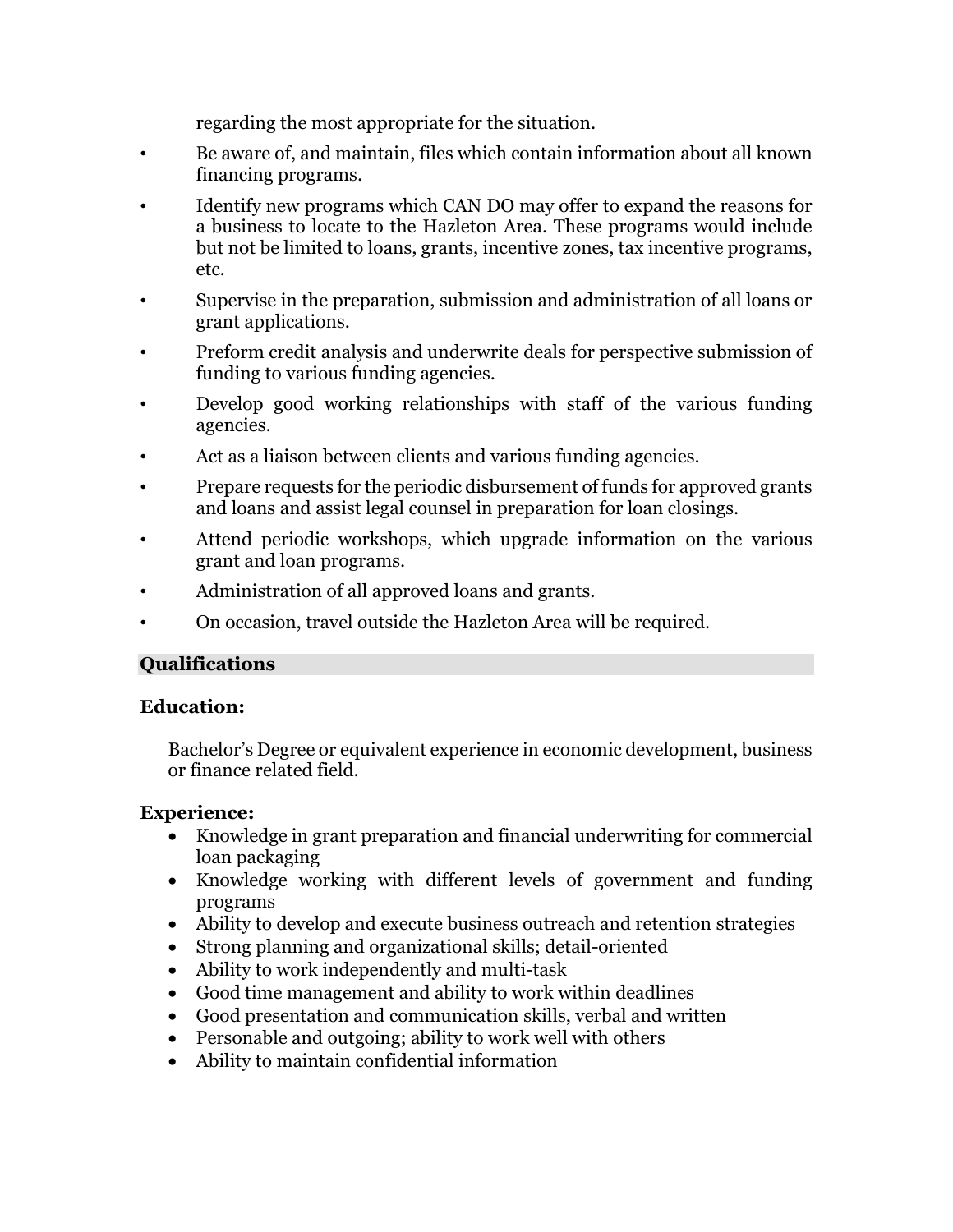regarding the most appropriate for the situation.

- Be aware of, and maintain, files which contain information about all known financing programs.
- Identify new programs which CAN DO may offer to expand the reasons for a business to locate to the Hazleton Area. These programs would include but not be limited to loans, grants, incentive zones, tax incentive programs, etc.
- Supervise in the preparation, submission and administration of all loans or grant applications.
- Preform credit analysis and underwrite deals for perspective submission of funding to various funding agencies.
- Develop good working relationships with staff of the various funding agencies.
- Act as a liaison between clients and various funding agencies.
- Prepare requests for the periodic disbursement of funds for approved grants and loans and assist legal counsel in preparation for loan closings.
- Attend periodic workshops, which upgrade information on the various grant and loan programs.
- Administration of all approved loans and grants.
- On occasion, travel outside the Hazleton Area will be required.

## Qualifications

### Education:

Bachelor's Degree or equivalent experience in economic development, business or finance related field.

### Experience:

- Knowledge in grant preparation and financial underwriting for commercial loan packaging
- Knowledge working with different levels of government and funding programs
- Ability to develop and execute business outreach and retention strategies
- Strong planning and organizational skills; detail-oriented
- Ability to work independently and multi-task
- Good time management and ability to work within deadlines
- Good presentation and communication skills, verbal and written
- Personable and outgoing; ability to work well with others
- Ability to maintain confidential information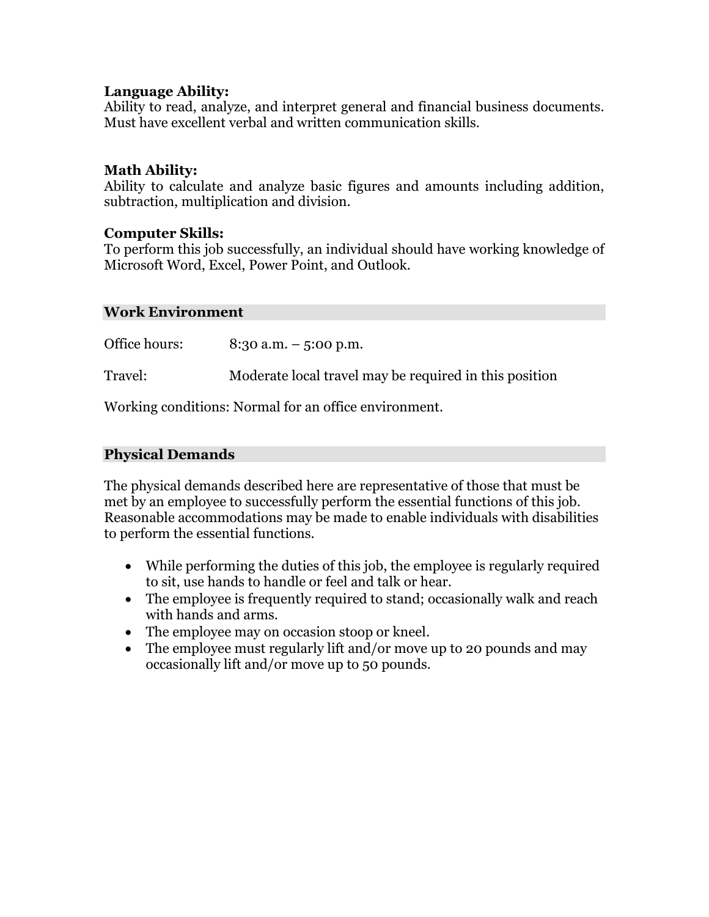**Language Ability:**
Ability to read, analyze, and interpret general and financial business documents. Must have excellent verbal and written communication skills.

**Math Ability:**
Ability to calculate and analyze basic figures and amounts including addition, subtraction, multiplication and division.

**Computer Skills:**
To perform this job successfully, an individual should have working knowledge of Microsoft Word, Excel, Power Point, and Outlook.

## Work Environment

Office hours: 8:30 a.m. – 5:00 p.m.

Travel: Moderate local travel may be required in this position

Working conditions: Normal for an office environment.

## Physical Demands

The physical demands described here are representative of those that must be met by an employee to successfully perform the essential functions of this job. Reasonable accommodations may be made to enable individuals with disabilities to perform the essential functions.

- While performing the duties of this job, the employee is regularly required to sit, use hands to handle or feel and talk or hear.
- The employee is frequently required to stand; occasionally walk and reach with hands and arms.
- The employee may on occasion stoop or kneel.
- The employee must regularly lift and/or move up to 20 pounds and may occasionally lift and/or move up to 50 pounds.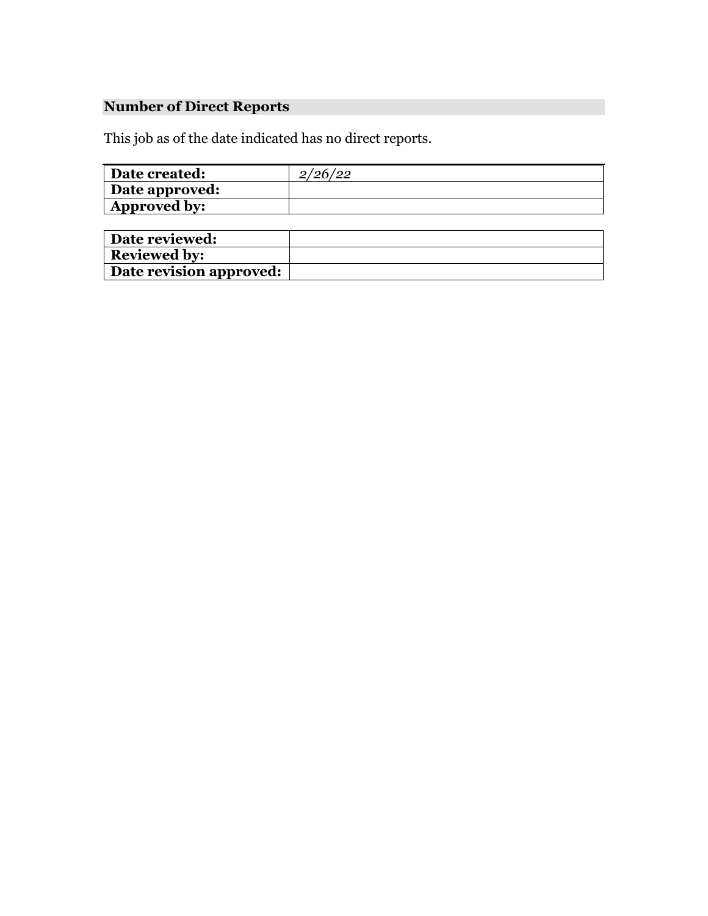## Number of Direct Reports

This job as of the date indicated has no direct reports.

| | |
|---|---|
| **Date created:** | *2/26/22* |
| **Date approved:** | |
| **Approved by:** | |

| | |
|---|---|
| **Date reviewed:** | |
| **Reviewed by:** | |
| **Date revision approved:** | |